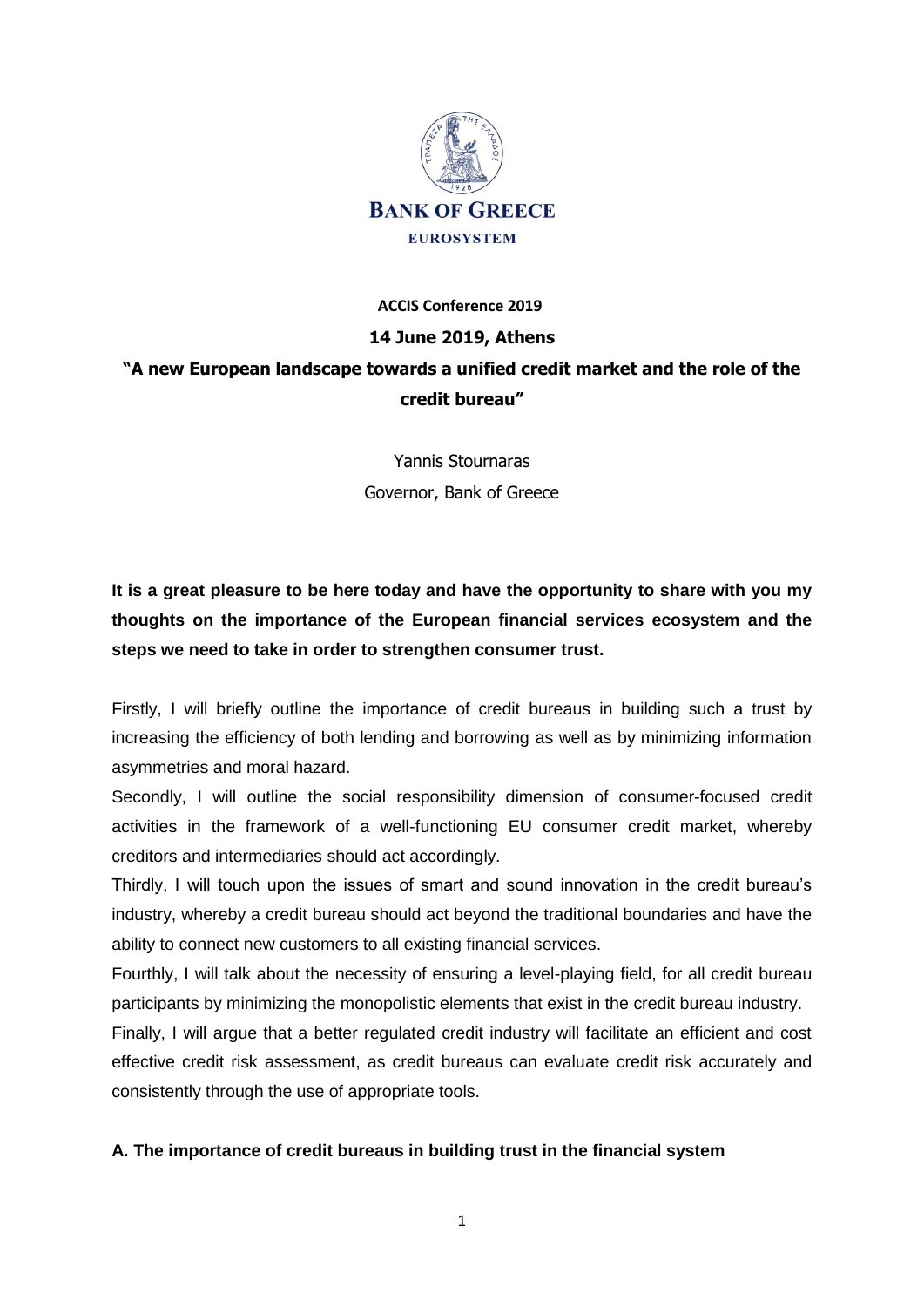**BANK OF GREECE**

**EUROSYSTEM**

**ACCIS Conference 2019**

**14 June 2019, Athens**

# "A new European landscape towards a unified credit market and the role of the credit bureau"

Yannis Stournaras
Governor, Bank of Greece

**It is a great pleasure to be here today and have the opportunity to share with you my thoughts on the importance of the European financial services ecosystem and the steps we need to take in order to strengthen consumer trust.**

Firstly, I will briefly outline the importance of credit bureaus in building such a trust by increasing the efficiency of both lending and borrowing as well as by minimizing information asymmetries and moral hazard.

Secondly, I will outline the social responsibility dimension of consumer-focused credit activities in the framework of a well-functioning EU consumer credit market, whereby creditors and intermediaries should act accordingly.

Thirdly, I will touch upon the issues of smart and sound innovation in the credit bureau's industry, whereby a credit bureau should act beyond the traditional boundaries and have the ability to connect new customers to all existing financial services.

Fourthly, I will talk about the necessity of ensuring a level-playing field, for all credit bureau participants by minimizing the monopolistic elements that exist in the credit bureau industry.

Finally, I will argue that a better regulated credit industry will facilitate an efficient and cost effective credit risk assessment, as credit bureaus can evaluate credit risk accurately and consistently through the use of appropriate tools.

## A. The importance of credit bureaus in building trust in the financial system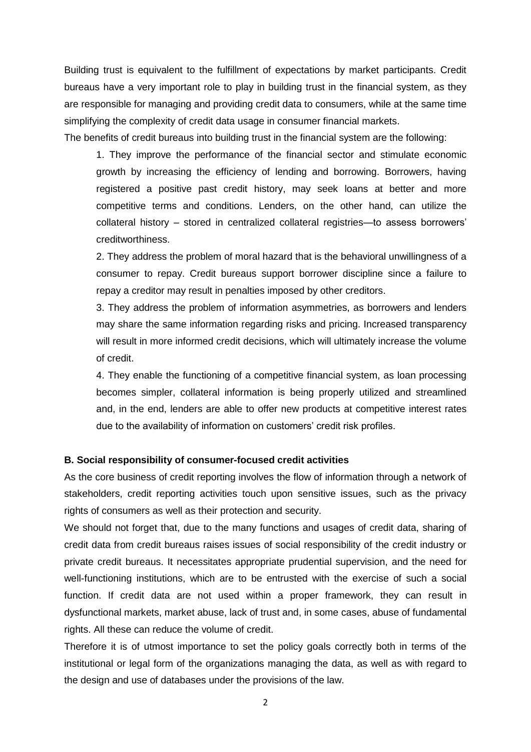Building trust is equivalent to the fulfillment of expectations by market participants. Credit bureaus have a very important role to play in building trust in the financial system, as they are responsible for managing and providing credit data to consumers, while at the same time simplifying the complexity of credit data usage in consumer financial markets.

The benefits of credit bureaus into building trust in the financial system are the following:

1. They improve the performance of the financial sector and stimulate economic growth by increasing the efficiency of lending and borrowing. Borrowers, having registered a positive past credit history, may seek loans at better and more competitive terms and conditions. Lenders, on the other hand, can utilize the collateral history – stored in centralized collateral registries—to assess borrowers' creditworthiness.

2. They address the problem of moral hazard that is the behavioral unwillingness of a consumer to repay. Credit bureaus support borrower discipline since a failure to repay a creditor may result in penalties imposed by other creditors.

3. They address the problem of information asymmetries, as borrowers and lenders may share the same information regarding risks and pricing. Increased transparency will result in more informed credit decisions, which will ultimately increase the volume of credit.

4. They enable the functioning of a competitive financial system, as loan processing becomes simpler, collateral information is being properly utilized and streamlined and, in the end, lenders are able to offer new products at competitive interest rates due to the availability of information on customers' credit risk profiles.

**B. Social responsibility of consumer-focused credit activities**

As the core business of credit reporting involves the flow of information through a network of stakeholders, credit reporting activities touch upon sensitive issues, such as the privacy rights of consumers as well as their protection and security.

We should not forget that, due to the many functions and usages of credit data, sharing of credit data from credit bureaus raises issues of social responsibility of the credit industry or private credit bureaus. It necessitates appropriate prudential supervision, and the need for well-functioning institutions, which are to be entrusted with the exercise of such a social function. If credit data are not used within a proper framework, they can result in dysfunctional markets, market abuse, lack of trust and, in some cases, abuse of fundamental rights. All these can reduce the volume of credit.

Therefore it is of utmost importance to set the policy goals correctly both in terms of the institutional or legal form of the organizations managing the data, as well as with regard to the design and use of databases under the provisions of the law.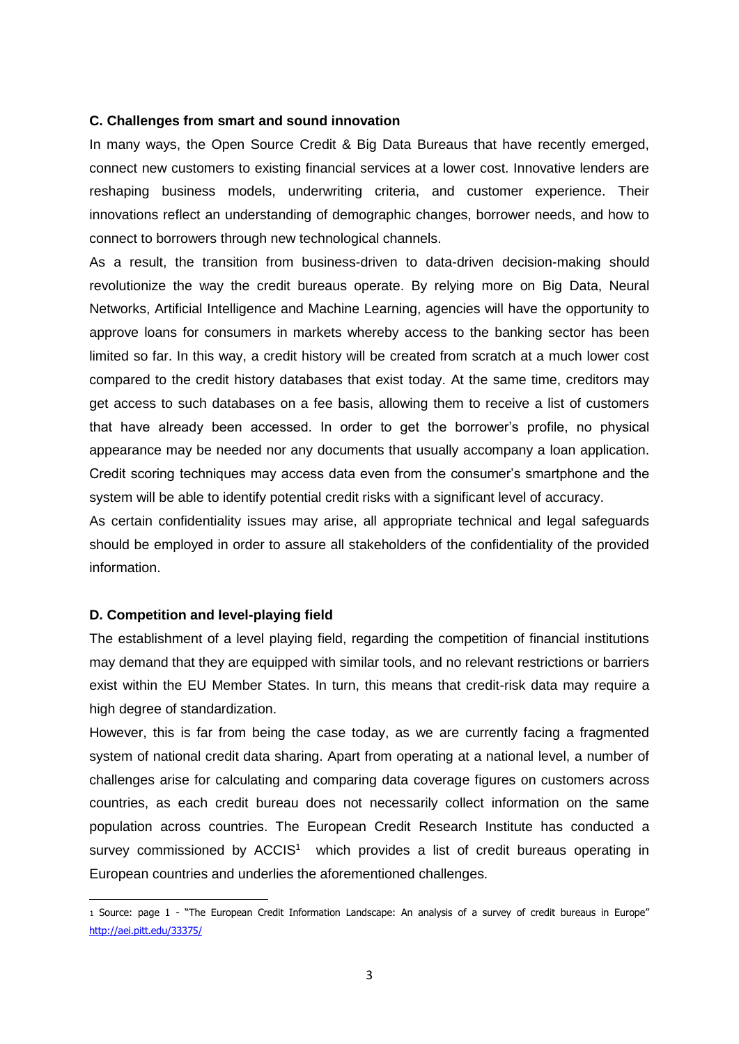**C. Challenges from smart and sound innovation**

In many ways, the Open Source Credit & Big Data Bureaus that have recently emerged, connect new customers to existing financial services at a lower cost. Innovative lenders are reshaping business models, underwriting criteria, and customer experience. Their innovations reflect an understanding of demographic changes, borrower needs, and how to connect to borrowers through new technological channels.

As a result, the transition from business-driven to data-driven decision-making should revolutionize the way the credit bureaus operate. By relying more on Big Data, Neural Networks, Artificial Intelligence and Machine Learning, agencies will have the opportunity to approve loans for consumers in markets whereby access to the banking sector has been limited so far. In this way, a credit history will be created from scratch at a much lower cost compared to the credit history databases that exist today. At the same time, creditors may get access to such databases on a fee basis, allowing them to receive a list of customers that have already been accessed. In order to get the borrower's profile, no physical appearance may be needed nor any documents that usually accompany a loan application. Credit scoring techniques may access data even from the consumer's smartphone and the system will be able to identify potential credit risks with a significant level of accuracy.

As certain confidentiality issues may arise, all appropriate technical and legal safeguards should be employed in order to assure all stakeholders of the confidentiality of the provided information.

**D. Competition and level-playing field**

The establishment of a level playing field, regarding the competition of financial institutions may demand that they are equipped with similar tools, and no relevant restrictions or barriers exist within the EU Member States. In turn, this means that credit-risk data may require a high degree of standardization.

However, this is far from being the case today, as we are currently facing a fragmented system of national credit data sharing. Apart from operating at a national level, a number of challenges arise for calculating and comparing data coverage figures on customers across countries, as each credit bureau does not necessarily collect information on the same population across countries. The European Credit Research Institute has conducted a survey commissioned by ACCIS[1] which provides a list of credit bureaus operating in European countries and underlies the aforementioned challenges.

---

[1] Source: page 1 - "The European Credit Information Landscape: An analysis of a survey of credit bureaus in Europe" http://aei.pitt.edu/33375/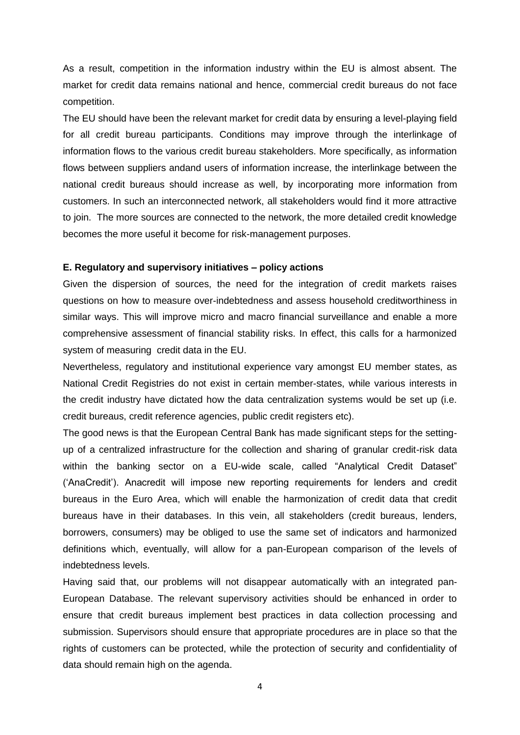As a result, competition in the information industry within the EU is almost absent. The market for credit data remains national and hence, commercial credit bureaus do not face competition.

The EU should have been the relevant market for credit data by ensuring a level-playing field for all credit bureau participants. Conditions may improve through the interlinkage of information flows to the various credit bureau stakeholders. More specifically, as information flows between suppliers andand users of information increase, the interlinkage between the national credit bureaus should increase as well, by incorporating more information from customers. In such an interconnected network, all stakeholders would find it more attractive to join. The more sources are connected to the network, the more detailed credit knowledge becomes the more useful it become for risk-management purposes.

**E. Regulatory and supervisory initiatives – policy actions**

Given the dispersion of sources, the need for the integration of credit markets raises questions on how to measure over-indebtedness and assess household creditworthiness in similar ways. This will improve micro and macro financial surveillance and enable a more comprehensive assessment of financial stability risks. In effect, this calls for a harmonized system of measuring credit data in the EU.

Nevertheless, regulatory and institutional experience vary amongst EU member states, as National Credit Registries do not exist in certain member-states, while various interests in the credit industry have dictated how the data centralization systems would be set up (i.e. credit bureaus, credit reference agencies, public credit registers etc).

The good news is that the European Central Bank has made significant steps for the setting-up of a centralized infrastructure for the collection and sharing of granular credit-risk data within the banking sector on a EU-wide scale, called "Analytical Credit Dataset" ('AnaCredit'). Anacredit will impose new reporting requirements for lenders and credit bureaus in the Euro Area, which will enable the harmonization of credit data that credit bureaus have in their databases. In this vein, all stakeholders (credit bureaus, lenders, borrowers, consumers) may be obliged to use the same set of indicators and harmonized definitions which, eventually, will allow for a pan-European comparison of the levels of indebtedness levels.

Having said that, our problems will not disappear automatically with an integrated pan-European Database. The relevant supervisory activities should be enhanced in order to ensure that credit bureaus implement best practices in data collection processing and submission. Supervisors should ensure that appropriate procedures are in place so that the rights of customers can be protected, while the protection of security and confidentiality of data should remain high on the agenda.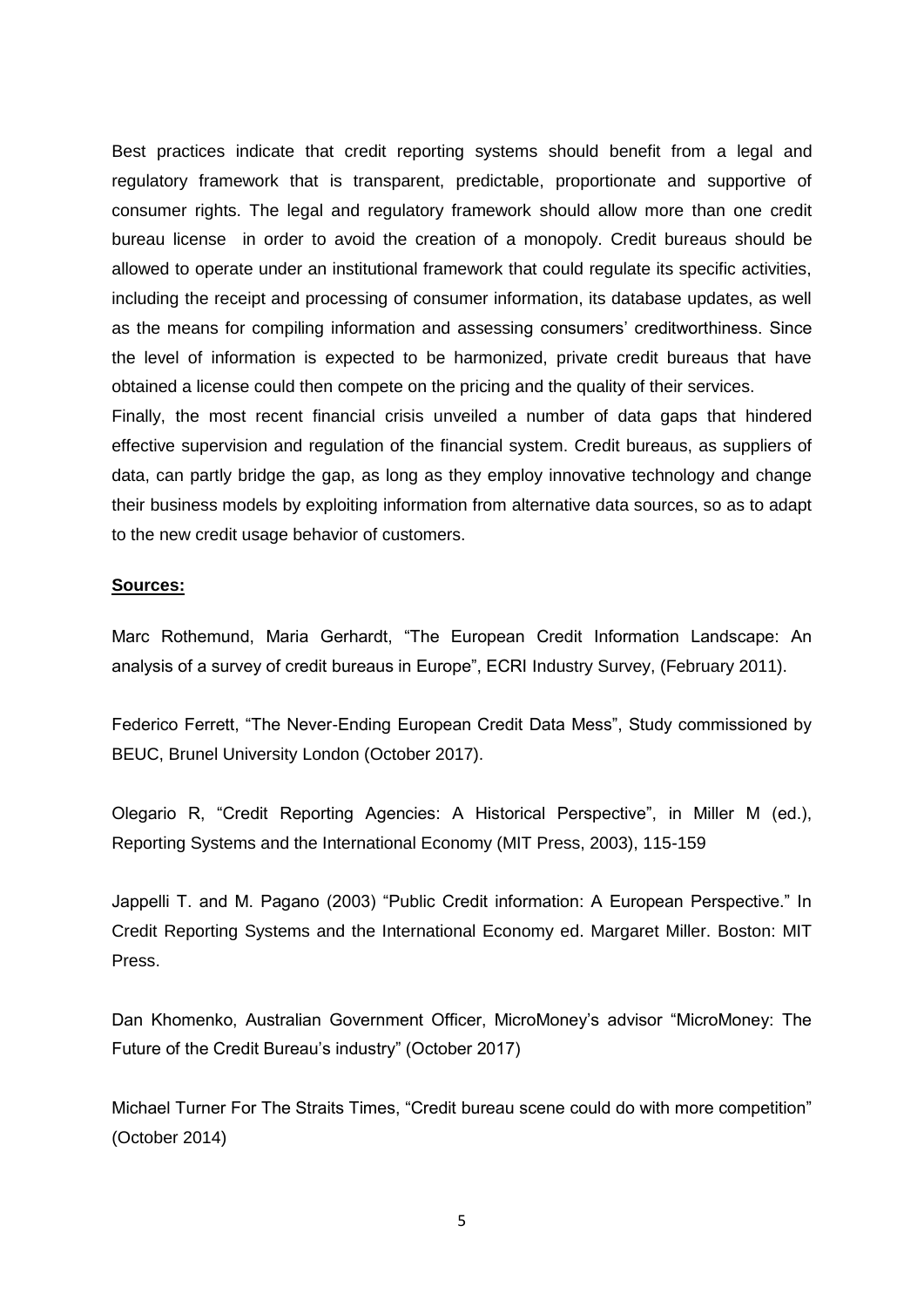Best practices indicate that credit reporting systems should benefit from a legal and regulatory framework that is transparent, predictable, proportionate and supportive of consumer rights. The legal and regulatory framework should allow more than one credit bureau license in order to avoid the creation of a monopoly. Credit bureaus should be allowed to operate under an institutional framework that could regulate its specific activities, including the receipt and processing of consumer information, its database updates, as well as the means for compiling information and assessing consumers' creditworthiness. Since the level of information is expected to be harmonized, private credit bureaus that have obtained a license could then compete on the pricing and the quality of their services.

Finally, the most recent financial crisis unveiled a number of data gaps that hindered effective supervision and regulation of the financial system. Credit bureaus, as suppliers of data, can partly bridge the gap, as long as they employ innovative technology and change their business models by exploiting information from alternative data sources, so as to adapt to the new credit usage behavior of customers.

**Sources:**

Marc Rothemund, Maria Gerhardt, "The European Credit Information Landscape: An analysis of a survey of credit bureaus in Europe", ECRI Industry Survey, (February 2011).

Federico Ferrett, "The Never-Ending European Credit Data Mess", Study commissioned by BEUC, Brunel University London (October 2017).

Olegario R, "Credit Reporting Agencies: A Historical Perspective", in Miller M (ed.), Reporting Systems and the International Economy (MIT Press, 2003), 115-159

Jappelli T. and M. Pagano (2003) "Public Credit information: A European Perspective." In Credit Reporting Systems and the International Economy ed. Margaret Miller. Boston: MIT Press.

Dan Khomenko, Australian Government Officer, MicroMoney's advisor "MicroMoney: The Future of the Credit Bureau's industry" (October 2017)

Michael Turner For The Straits Times, "Credit bureau scene could do with more competition" (October 2014)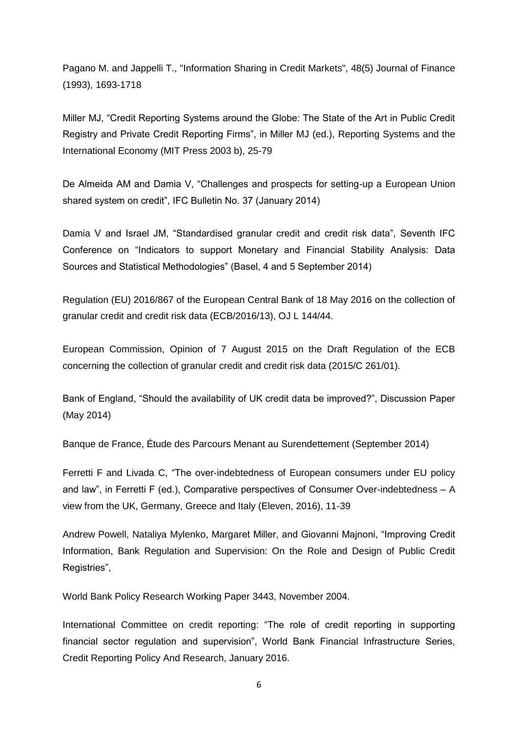Pagano M. and Jappelli T., "Information Sharing in Credit Markets", 48(5) Journal of Finance (1993), 1693-1718

Miller MJ, “Credit Reporting Systems around the Globe: The State of the Art in Public Credit Registry and Private Credit Reporting Firms”, in Miller MJ (ed.), Reporting Systems and the International Economy (MIT Press 2003 b), 25-79

De Almeida AM and Damia V, “Challenges and prospects for setting-up a European Union shared system on credit”, IFC Bulletin No. 37 (January 2014)

Damia V and Israel JM, “Standardised granular credit and credit risk data”, Seventh IFC Conference on “Indicators to support Monetary and Financial Stability Analysis: Data Sources and Statistical Methodologies” (Basel, 4 and 5 September 2014)

Regulation (EU) 2016/867 of the European Central Bank of 18 May 2016 on the collection of granular credit and credit risk data (ECB/2016/13), OJ L 144/44.

European Commission, Opinion of 7 August 2015 on the Draft Regulation of the ECB concerning the collection of granular credit and credit risk data (2015/C 261/01).

Bank of England, “Should the availability of UK credit data be improved?”, Discussion Paper (May 2014)

Banque de France, Étude des Parcours Menant au Surendettement (September 2014)

Ferretti F and Livada C, “The over-indebtedness of European consumers under EU policy and law”, in Ferretti F (ed.), Comparative perspectives of Consumer Over-indebtedness – A view from the UK, Germany, Greece and Italy (Eleven, 2016), 11-39

Andrew Powell, Nataliya Mylenko, Margaret Miller, and Giovanni Majnoni, “Improving Credit Information, Bank Regulation and Supervision: On the Role and Design of Public Credit Registries”,

World Bank Policy Research Working Paper 3443, November 2004.

International Committee on credit reporting: “The role of credit reporting in supporting financial sector regulation and supervision”, World Bank Financial Infrastructure Series, Credit Reporting Policy And Research, January 2016.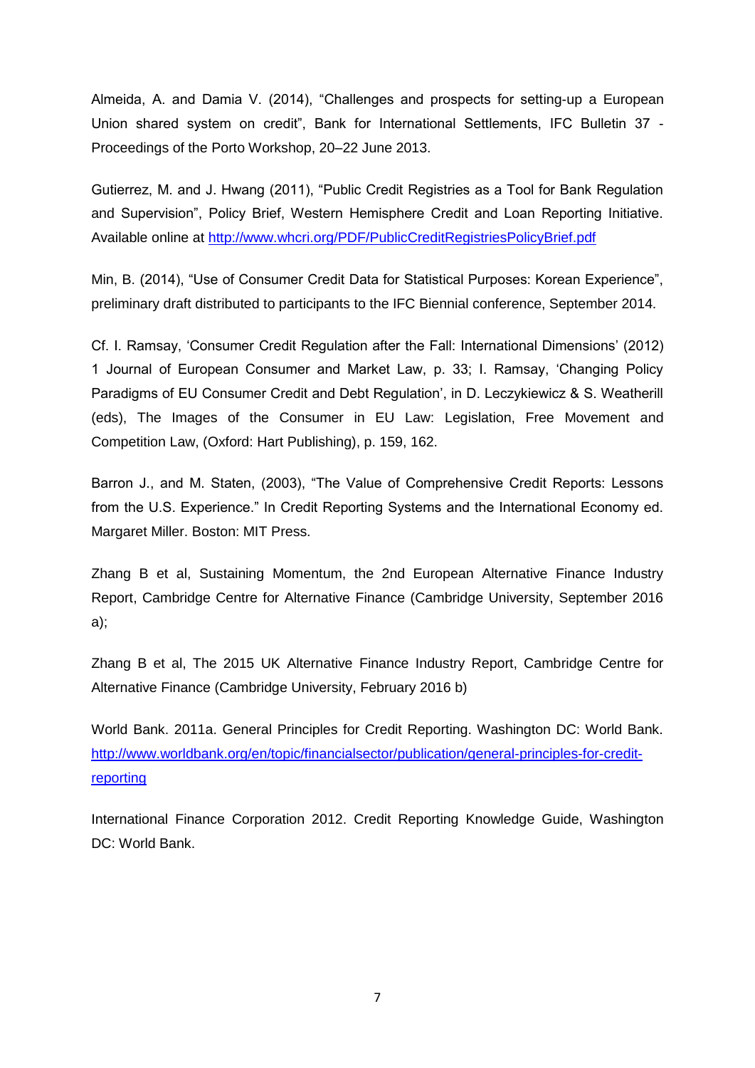Almeida, A. and Damia V. (2014), “Challenges and prospects for setting-up a European Union shared system on credit”, Bank for International Settlements, IFC Bulletin 37 - Proceedings of the Porto Workshop, 20–22 June 2013.

Gutierrez, M. and J. Hwang (2011), “Public Credit Registries as a Tool for Bank Regulation and Supervision”, Policy Brief, Western Hemisphere Credit and Loan Reporting Initiative. Available online at [http://www.whcri.org/PDF/PublicCreditRegistriesPolicyBrief.pdf](http://www.whcri.org/PDF/PublicCreditRegistriesPolicyBrief.pdf)

Min, B. (2014), “Use of Consumer Credit Data for Statistical Purposes: Korean Experience”, preliminary draft distributed to participants to the IFC Biennial conference, September 2014.

Cf. I. Ramsay, ‘Consumer Credit Regulation after the Fall: International Dimensions’ (2012) 1 Journal of European Consumer and Market Law, p. 33; I. Ramsay, ‘Changing Policy Paradigms of EU Consumer Credit and Debt Regulation’, in D. Leczykiewicz & S. Weatherill (eds), The Images of the Consumer in EU Law: Legislation, Free Movement and Competition Law, (Oxford: Hart Publishing), p. 159, 162.

Barron J., and M. Staten, (2003), “The Value of Comprehensive Credit Reports: Lessons from the U.S. Experience.” In Credit Reporting Systems and the International Economy ed. Margaret Miller. Boston: MIT Press.

Zhang B et al, Sustaining Momentum, the 2nd European Alternative Finance Industry Report, Cambridge Centre for Alternative Finance (Cambridge University, September 2016 a);

Zhang B et al, The 2015 UK Alternative Finance Industry Report, Cambridge Centre for Alternative Finance (Cambridge University, February 2016 b)

World Bank. 2011a. General Principles for Credit Reporting. Washington DC: World Bank. [http://www.worldbank.org/en/topic/financialsector/publication/general-principles-for-credit-reporting](http://www.worldbank.org/en/topic/financialsector/publication/general-principles-for-credit-reporting)

International Finance Corporation 2012. Credit Reporting Knowledge Guide, Washington DC: World Bank.